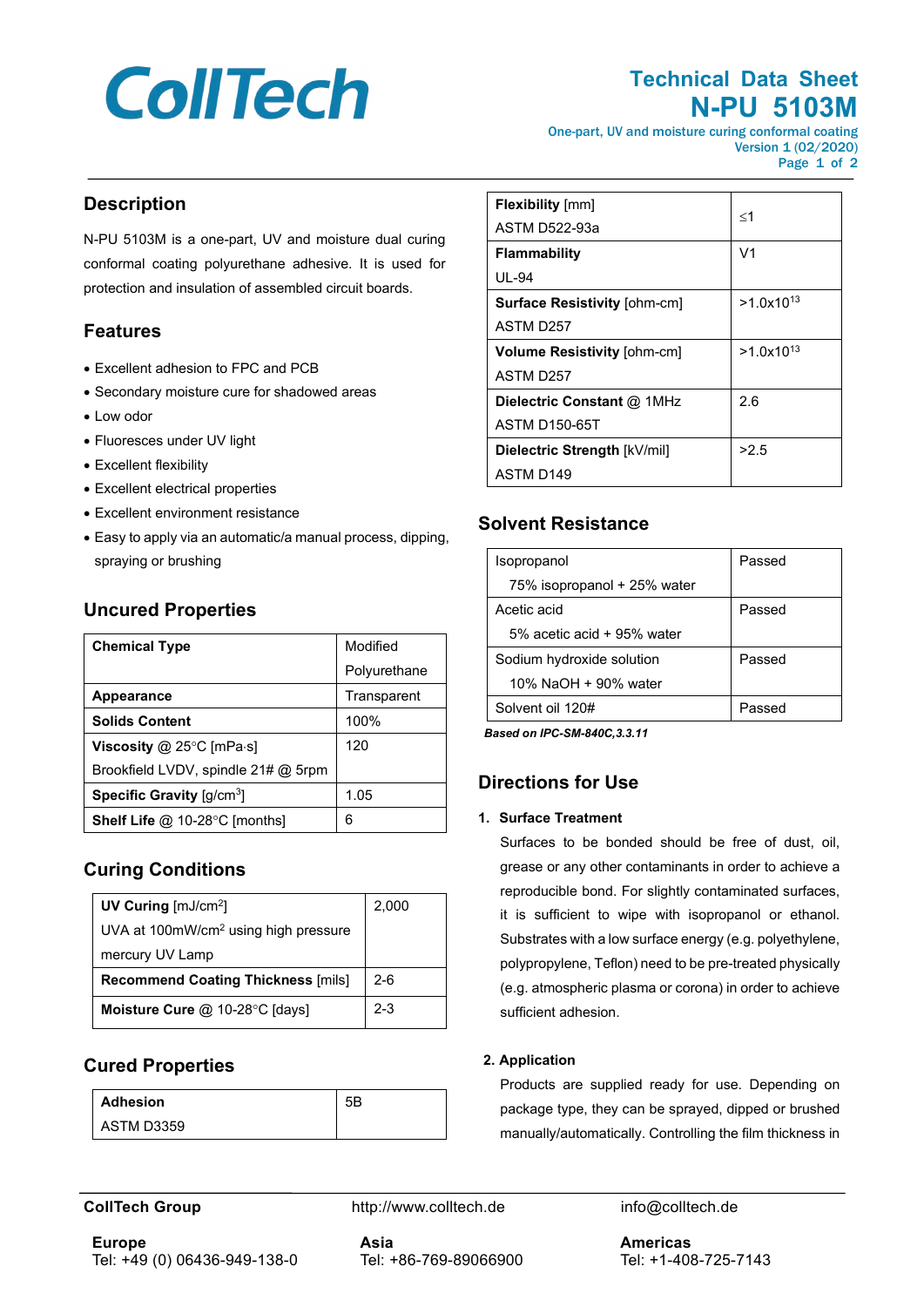# CollTech

## Technical Data Sheet
## N-PU 5103M

One-part, UV and moisture curing conformal coating
Version 1 (02/2020)

## Description

N-PU 5103M is a one-part, UV and moisture dual curing conformal coating polyurethane adhesive. It is used for protection and insulation of assembled circuit boards.

## Features

- Excellent adhesion to FPC and PCB
- Secondary moisture cure for shadowed areas
- Low odor
- Fluoresces under UV light
- Excellent flexibility
- Excellent electrical properties
- Excellent environment resistance
- Easy to apply via an automatic/a manual process, dipping, spraying or brushing

## Uncured Properties

| Property | Value |
|---|---|
| **Chemical Type** | Modified Polyurethane |
| **Appearance** | Transparent |
| **Solids Content** | 100% |
| **Viscosity** @ 25°C [mPa·s]<br>Brookfield LVDV, spindle 21# @ 5rpm | 120 |
| **Specific Gravity** [g/cm³] | 1.05 |
| **Shelf Life** @ 10-28°C [months] | 6 |

## Curing Conditions

| Condition | Value |
|---|---|
| **UV Curing** [mJ/cm²]<br>UVA at 100mW/cm² using high pressure mercury UV Lamp | 2,000 |
| **Recommend Coating Thickness** [mils] | 2-6 |
| **Moisture Cure** @ 10-28°C [days] | 2-3 |

## Cured Properties

| Property | Value |
|---|---|
| **Adhesion**<br>ASTM D3359 | 5B |
| **Flexibility** [mm]<br>ASTM D522-93a | ≤1 |
| **Flammability**<br>UL-94 | V1 |
| **Surface Resistivity** [ohm-cm]<br>ASTM D257 | >1.0x10$^{13}$ |
| **Volume Resistivity** [ohm-cm]<br>ASTM D257 | >1.0x10$^{13}$ |
| **Dielectric Constant** @ 1MHz<br>ASTM D150-65T | 2.6 |
| **Dielectric Strength** [kV/mil]<br>ASTM D149 | >2.5 |

## Solvent Resistance

| Solvent | Result |
|---|---|
| Isopropanol<br>75% isopropanol + 25% water | Passed |
| Acetic acid<br>5% acetic acid + 95% water | Passed |
| Sodium hydroxide solution<br>10% NaOH + 90% water | Passed |
| Solvent oil 120# | Passed |

***Based on IPC-SM-840C,3.3.11***

## Directions for Use

**1. Surface Treatment**

Surfaces to be bonded should be free of dust, oil, grease or any other contaminants in order to achieve a reproducible bond. For slightly contaminated surfaces, it is sufficient to wipe with isopropanol or ethanol. Substrates with a low surface energy (e.g. polyethylene, polypropylene, Teflon) need to be pre-treated physically (e.g. atmospheric plasma or corona) in order to achieve sufficient adhesion.

**2. Application**

Products are supplied ready for use. Depending on package type, they can be sprayed, dipped or brushed manually/automatically. Controlling the film thickness in

**CollTech Group** | http://www.colltech.de | info@colltech.de

**Europe**
Tel: +49 (0) 06436-949-138-0

**Asia**
Tel: +86-769-89066900

**Americas**
Tel: +1-408-725-7143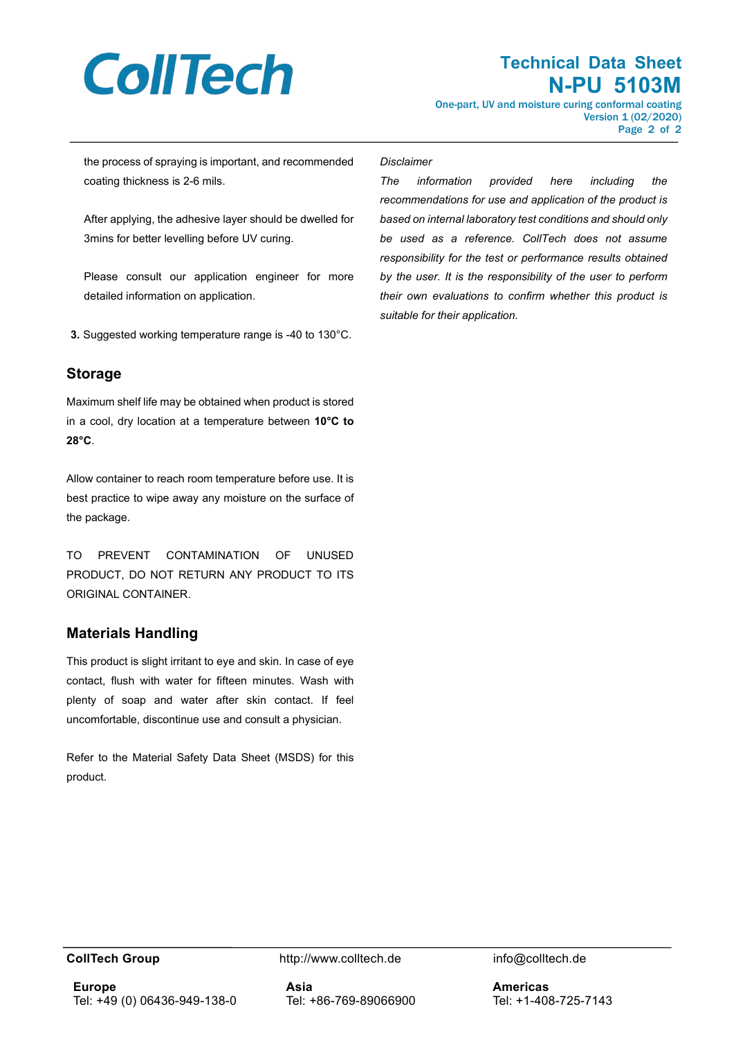the process of spraying is important, and recommended coating thickness is 2-6 mils.

After applying, the adhesive layer should be dwelled for 3mins for better levelling before UV curing.

Please consult our application engineer for more detailed information on application.

3. Suggested working temperature range is -40 to 130°C.

## Storage

Maximum shelf life may be obtained when product is stored in a cool, dry location at a temperature between **10°C to 28°C**.

Allow container to reach room temperature before use. It is best practice to wipe away any moisture on the surface of the package.

TO PREVENT CONTAMINATION OF UNUSED PRODUCT, DO NOT RETURN ANY PRODUCT TO ITS ORIGINAL CONTAINER.

## Materials Handling

This product is slight irritant to eye and skin. In case of eye contact, flush with water for fifteen minutes. Wash with plenty of soap and water after skin contact. If feel uncomfortable, discontinue use and consult a physician.

Refer to the Material Safety Data Sheet (MSDS) for this product.

*Disclaimer*

*The information provided here including the recommendations for use and application of the product is based on internal laboratory test conditions and should only be used as a reference. CollTech does not assume responsibility for the test or performance results obtained by the user. It is the responsibility of the user to perform their own evaluations to confirm whether this product is suitable for their application.*

**CollTech Group** http://www.colltech.de info@colltech.de

**Europe**
Tel: +49 (0) 06436-949-138-0

**Asia**
Tel: +86-769-89066900

**Americas**
Tel: +1-408-725-7143